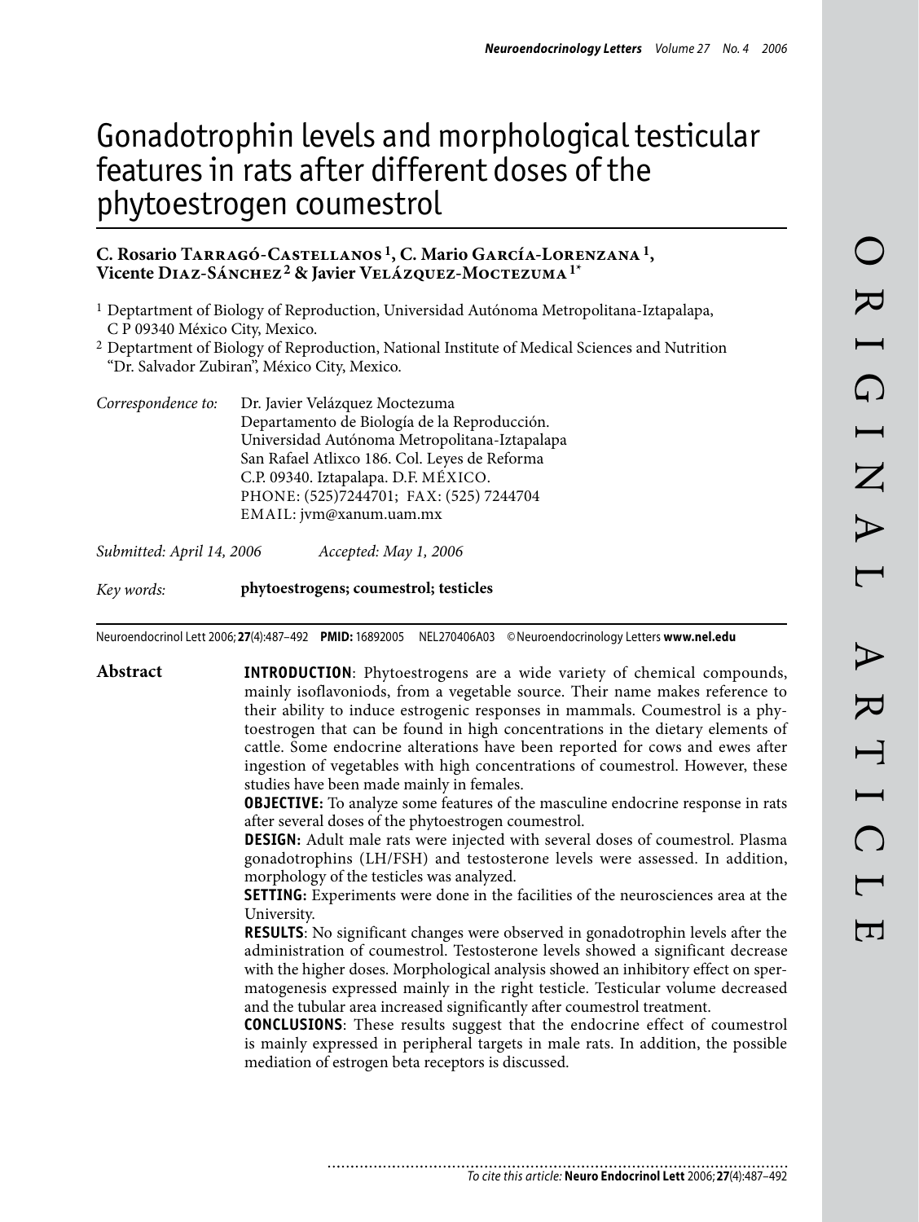# Gonadotrophin levels and morphological testicular features in rats after different doses of the phytoestrogen coumestrol

**C. Rosario Tarragó-Castellanos [1], C. Mario García-Lorenzana [1], Vicente Diaz-Sánchez [2] & Javier Velázquez-Moctezuma [1*]**

[1] Deptartment of Biology of Reproduction, Universidad Autónoma Metropolitana-Iztapalapa, C P 09340 México City, Mexico.

[2] Deptartment of Biology of Reproduction, National Institute of Medical Sciences and Nutrition "Dr. Salvador Zubiran", México City, Mexico.

*Correspondence to:* Dr. Javier Velázquez Moctezuma
Departamento de Biología de la Reproducción.
Universidad Autónoma Metropolitana-Iztapalapa
San Rafael Atlixco 186. Col. Leyes de Reforma
C.P. 09340. Iztapalapa. D.F. MÉXICO.
PHONE: (525)7244701; FAX: (525) 7244704
EMAIL: jvm@xanum.uam.mx

*Submitted: April 14, 2006* *Accepted: May 1, 2006*

*Key words:* **phytoestrogens; coumestrol; testicles**

Neuroendocrinol Lett 2006; **27**(4):487–492 **PMID:** 16892005 NEL270406A03 ©Neuroendocrinology Letters **www.nel.edu**

## Abstract

**INTRODUCTION**: Phytoestrogens are a wide variety of chemical compounds, mainly isoflavoniods, from a vegetable source. Their name makes reference to their ability to induce estrogenic responses in mammals. Coumestrol is a phytoestrogen that can be found in high concentrations in the dietary elements of cattle. Some endocrine alterations have been reported for cows and ewes after ingestion of vegetables with high concentrations of coumestrol. However, these studies have been made mainly in females.

**OBJECTIVE:** To analyze some features of the masculine endocrine response in rats after several doses of the phytoestrogen coumestrol.

**DESIGN:** Adult male rats were injected with several doses of coumestrol. Plasma gonadotrophins (LH/FSH) and testosterone levels were assessed. In addition, morphology of the testicles was analyzed.

**SETTING:** Experiments were done in the facilities of the neurosciences area at the University.

**RESULTS**: No significant changes were observed in gonadotrophin levels after the administration of coumestrol. Testosterone levels showed a significant decrease with the higher doses. Morphological analysis showed an inhibitory effect on spermatogenesis expressed mainly in the right testicle. Testicular volume decreased and the tubular area increased significantly after coumestrol treatment.

**CONCLUSIONS**: These results suggest that the endocrine effect of coumestrol is mainly expressed in peripheral targets in male rats. In addition, the possible mediation of estrogen beta receptors is discussed.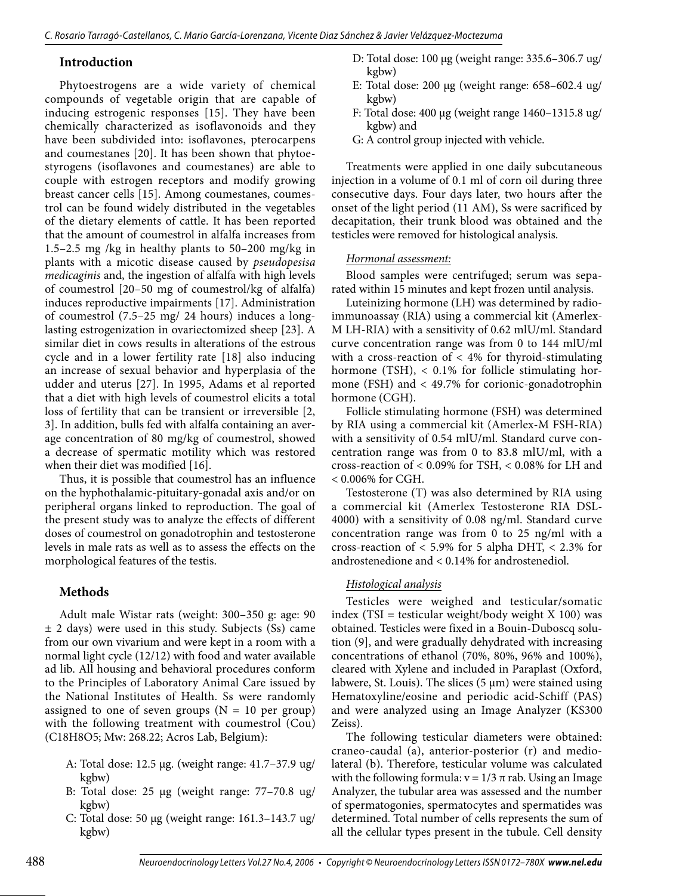## Introduction

Phytoestrogens are a wide variety of chemical compounds of vegetable origin that are capable of inducing estrogenic responses [15]. They have been chemically characterized as isoflavonoids and they have been subdivided into: isoflavones, pterocarpens and coumestanes [20]. It has been shown that phytoestyrogens (isoflavones and coumestanes) are able to couple with estrogen receptors and modify growing breast cancer cells [15]. Among coumestanes, coumestrol can be found widely distributed in the vegetables of the dietary elements of cattle. It has been reported that the amount of coumestrol in alfalfa increases from 1.5–2.5 mg /kg in healthy plants to 50–200 mg/kg in plants with a micotic disease caused by *pseudopesisa medicaginis* and, the ingestion of alfalfa with high levels of coumestrol [20–50 mg of coumestrol/kg of alfalfa) induces reproductive impairments [17]. Administration of coumestrol (7.5–25 mg/ 24 hours) induces a long-lasting estrogenization in ovariectomized sheep [23]. A similar diet in cows results in alterations of the estrous cycle and in a lower fertility rate [18] also inducing an increase of sexual behavior and hyperplasia of the udder and uterus [27]. In 1995, Adams et al reported that a diet with high levels of coumestrol elicits a total loss of fertility that can be transient or irreversible [2, 3]. In addition, bulls fed with alfalfa containing an average concentration of 80 mg/kg of coumestrol, showed a decrease of spermatic motility which was restored when their diet was modified [16].

Thus, it is possible that coumestrol has an influence on the hyphothalamic-pituitary-gonadal axis and/or on peripheral organs linked to reproduction. The goal of the present study was to analyze the effects of different doses of coumestrol on gonadotrophin and testosterone levels in male rats as well as to assess the effects on the morphological features of the testis.

## Methods

Adult male Wistar rats (weight: 300–350 g: age: 90 ± 2 days) were used in this study. Subjects (Ss) came from our own vivarium and were kept in a room with a normal light cycle (12/12) with food and water available ad lib. All housing and behavioral procedures conform to the Principles of Laboratory Animal Care issued by the National Institutes of Health. Ss were randomly assigned to one of seven groups (N = 10 per group) with the following treatment with coumestrol (Cou) ($C_{18}H_8O_5$; Mw: 268.22; Acros Lab, Belgium):

- A: Total dose: 12.5 µg. (weight range: 41.7–37.9 ug/ kgbw)
- B: Total dose: 25 µg (weight range: 77–70.8 ug/ kgbw)
- C: Total dose: 50 µg (weight range: 161.3–143.7 ug/ kgbw)
- D: Total dose: 100 µg (weight range: 335.6–306.7 ug/ kgbw)
- E: Total dose: 200 µg (weight range: 658–602.4 ug/ kgbw)
- F: Total dose: 400 µg (weight range 1460–1315.8 ug/ kgbw) and
- G: A control group injected with vehicle.

Treatments were applied in one daily subcutaneous injection in a volume of 0.1 ml of corn oil during three consecutive days. Four days later, two hours after the onset of the light period (11 AM), Ss were sacrificed by decapitation, their trunk blood was obtained and the testicles were removed for histological analysis.

*Hormonal assessment:*

Blood samples were centrifuged; serum was separated within 15 minutes and kept frozen until analysis.

Luteinizing hormone (LH) was determined by radioimmunoassay (RIA) using a commercial kit (Amerlex-M LH-RIA) with a sensitivity of 0.62 mIU/ml. Standard curve concentration range was from 0 to 144 mIU/ml with a cross-reaction of < 4% for thyroid-stimulating hormone (TSH), < 0.1% for follicle stimulating hormone (FSH) and < 49.7% for corionic-gonadotrophin hormone (CGH).

Follicle stimulating hormone (FSH) was determined by RIA using a commercial kit (Amerlex-M FSH-RIA) with a sensitivity of 0.54 mIU/ml. Standard curve concentration range was from 0 to 83.8 mIU/ml, with a cross-reaction of < 0.09% for TSH, < 0.08% for LH and < 0.006% for CGH.

Testosterone (T) was also determined by RIA using a commercial kit (Amerlex Testosterone RIA DSL-4000) with a sensitivity of 0.08 ng/ml. Standard curve concentration range was from 0 to 25 ng/ml with a cross-reaction of < 5.9% for 5 alpha DHT, < 2.3% for androstenedione and < 0.14% for androstenediol.

*Histological analysis*

Testicles were weighed and testicular/somatic index (TSI = testicular weight/body weight X 100) was obtained. Testicles were fixed in a Bouin-Duboscq solution (9], and were gradually dehydrated with increasing concentrations of ethanol (70%, 80%, 96% and 100%), cleared with Xylene and included in Paraplast (Oxford, labwere, St. Louis). The slices (5 µm) were stained using Hematoxyline/eosine and periodic acid-Schiff (PAS) and were analyzed using an Image Analyzer (KS300 Zeiss).

The following testicular diameters were obtained: craneo-caudal (a), anterior-posterior (r) and mediolateral (b). Therefore, testicular volume was calculated with the following formula: $v = 1/3\ \pi\ rab$. Using an Image Analyzer, the tubular area was assessed and the number of spermatogonies, spermatocytes and spermatides was determined. Total number of cells represents the sum of all the cellular types present in the tubule. Cell density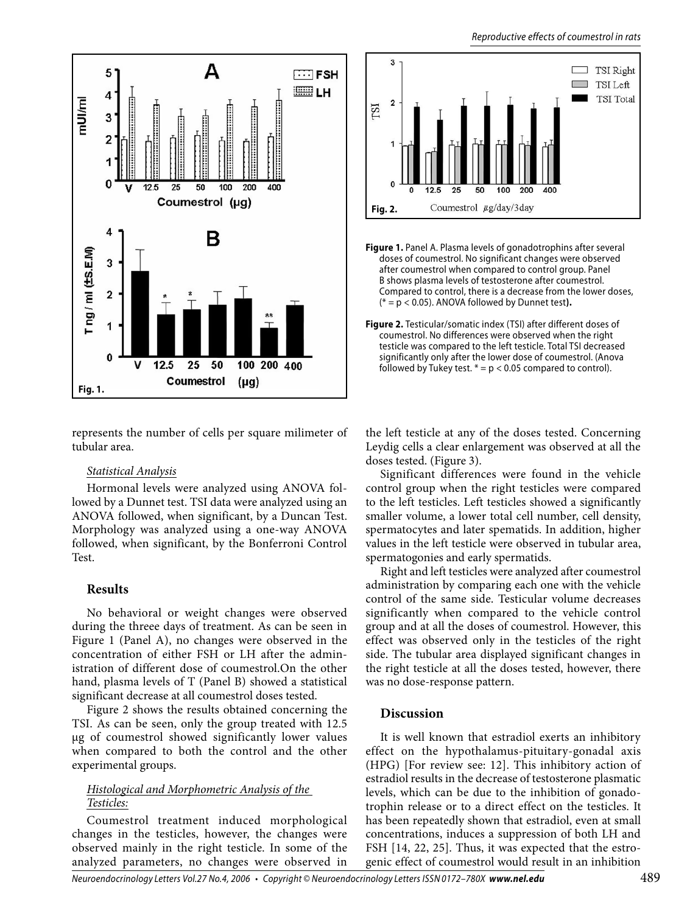**Figure 1.** Panel A. Plasma levels of gonadotrophins after several doses of coumestrol. No significant changes were observed after coumestrol when compared to control group. Panel B shows plasma levels of testosterone after coumestrol. Compared to control, there is a decrease from the lower doses, (* = p < 0.05). ANOVA followed by Dunnet test**).**

**Figure 2.** Testicular/somatic index (TSI) after different doses of coumestrol. No differences were observed when the right testicle was compared to the left testicle. Total TSI decreased significantly only after the lower dose of coumestrol. (Anova followed by Tukey test. * = p < 0.05 compared to control).

represents the number of cells per square milimeter of tubular area.

*Statistical Analysis*

Hormonal levels were analyzed using ANOVA followed by a Dunnet test. TSI data were analyzed using an ANOVA followed, when significant, by a Duncan Test. Morphology was analyzed using a one-way ANOVA followed, when significant, by the Bonferroni Control Test.

## Results

No behavioral or weight changes were observed during the threee days of treatment. As can be seen in Figure 1 (Panel A), no changes were observed in the concentration of either FSH or LH after the administration of different dose of coumestrol.On the other hand, plasma levels of T (Panel B) showed a statistical significant decrease at all coumestrol doses tested.

Figure 2 shows the results obtained concerning the TSI. As can be seen, only the group treated with 12.5 µg of coumestrol showed significantly lower values when compared to both the control and the other experimental groups.

*Histological and Morphometric Analysis of the Testicles:*

Coumestrol treatment induced morphological changes in the testicles, however, the changes were observed mainly in the right testicle. In some of the analyzed parameters, no changes were observed in the left testicle at any of the doses tested. Concerning Leydig cells a clear enlargement was observed at all the doses tested. (Figure 3).

Significant differences were found in the vehicle control group when the right testicles were compared to the left testicles. Left testicles showed a significantly smaller volume, a lower total cell number, cell density, spermatocytes and later spematids. In addition, higher values in the left testicle were observed in tubular area, spermatogonies and early spermatids.

Right and left testicles were analyzed after coumestrol administration by comparing each one with the vehicle control of the same side. Testicular volume decreases significantly when compared to the vehicle control group and at all the doses of coumestrol. However, this effect was observed only in the testicles of the right side. The tubular area displayed significant changes in the right testicle at all the doses tested, however, there was no dose-response pattern.

## Discussion

It is well known that estradiol exerts an inhibitory effect on the hypothalamus-pituitary-gonadal axis (HPG) [For review see: 12]. This inhibitory action of estradiol results in the decrease of testosterone plasmatic levels, which can be due to the inhibition of gonadotrophin release or to a direct effect on the testicles. It has been repeatedly shown that estradiol, even at small concentrations, induces a suppression of both LH and FSH [14, 22, 25]. Thus, it was expected that the estrogenic effect of coumestrol would result in an inhibition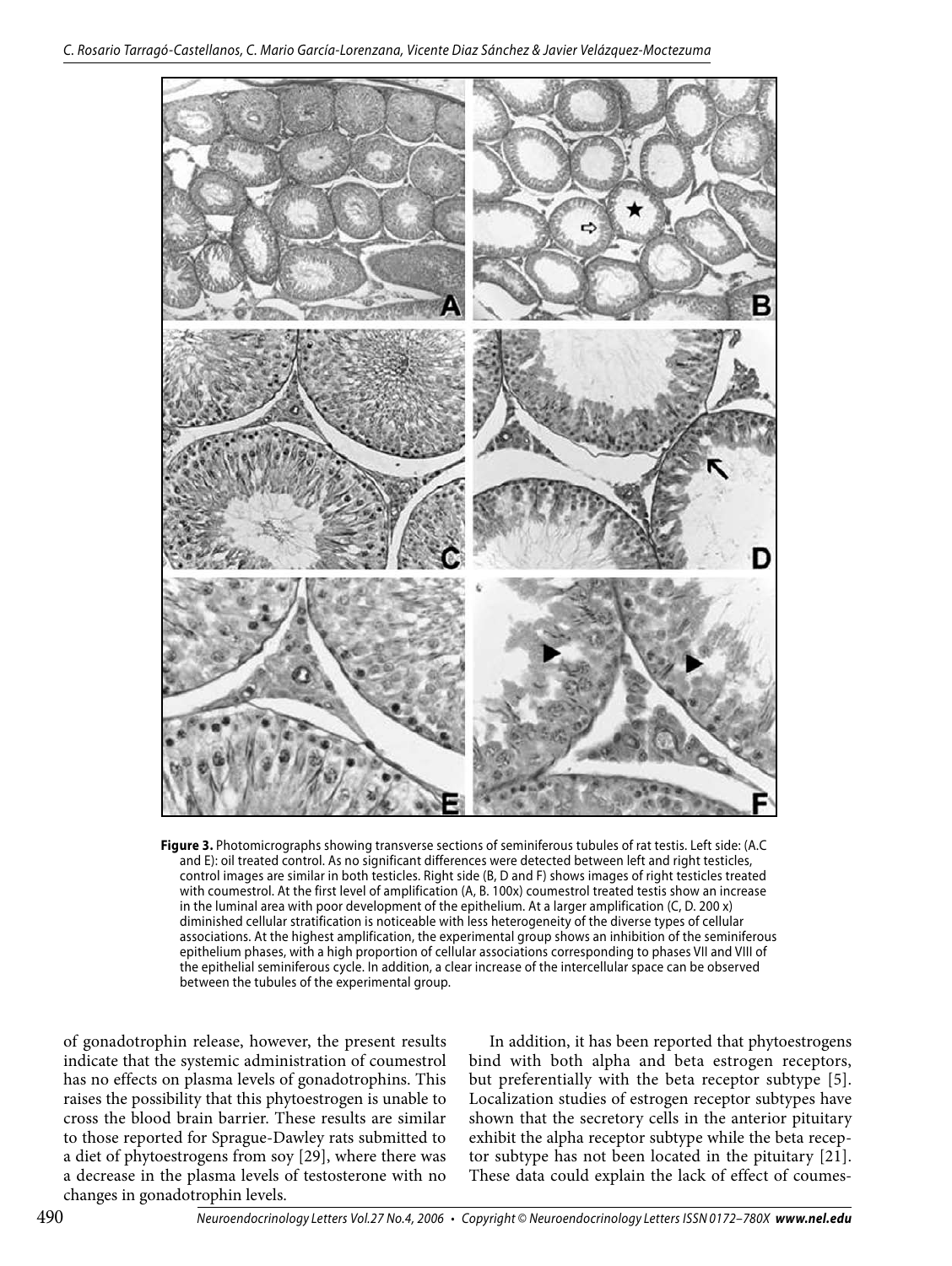**Figure 3.** Photomicrographs showing transverse sections of seminiferous tubules of rat testis. Left side: (A.C and E): oil treated control. As no significant differences were detected between left and right testicles, control images are similar in both testicles. Right side (B, D and F) shows images of right testicles treated with coumestrol. At the first level of amplification (A, B. 100x) coumestrol treated testis show an increase in the luminal area with poor development of the epithelium. At a larger amplification (C, D. 200 x) diminished cellular stratification is noticeable with less heterogeneity of the diverse types of cellular associations. At the highest amplification, the experimental group shows an inhibition of the seminiferous epithelium phases, with a high proportion of cellular associations corresponding to phases VII and VIII of the epithelial seminiferous cycle. In addition, a clear increase of the intercellular space can be observed between the tubules of the experimental group.

of gonadotrophin release, however, the present results indicate that the systemic administration of coumestrol has no effects on plasma levels of gonadotrophins. This raises the possibility that this phytoestrogen is unable to cross the blood brain barrier. These results are similar to those reported for Sprague-Dawley rats submitted to a diet of phytoestrogens from soy [29], where there was a decrease in the plasma levels of testosterone with no changes in gonadotrophin levels.

In addition, it has been reported that phytoestrogens bind with both alpha and beta estrogen receptors, but preferentially with the beta receptor subtype [5]. Localization studies of estrogen receptor subtypes have shown that the secretory cells in the anterior pituitary exhibit the alpha receptor subtype while the beta receptor subtype has not been located in the pituitary [21]. These data could explain the lack of effect of coumes-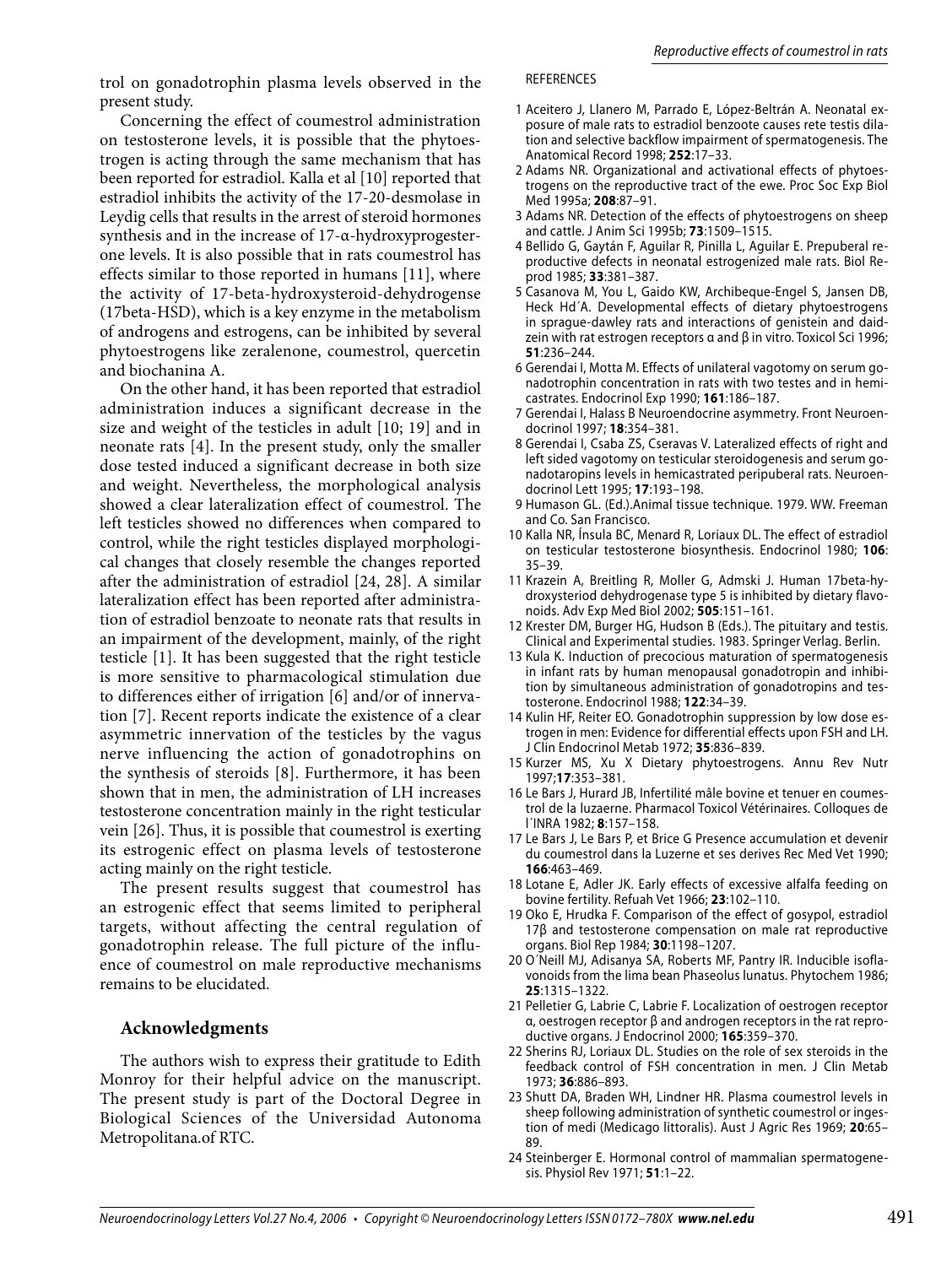trol on gonadotrophin plasma levels observed in the present study.

Concerning the effect of coumestrol administration on testosterone levels, it is possible that the phytoestrogen is acting through the same mechanism that has been reported for estradiol. Kalla et al [10] reported that estradiol inhibits the activity of the 17-20-desmolase in Leydig cells that results in the arrest of steroid hormones synthesis and in the increase of 17-α-hydroxyprogesterone levels. It is also possible that in rats coumestrol has effects similar to those reported in humans [11], where the activity of 17-beta-hydroxysteroid-dehydrogense (17beta-HSD), which is a key enzyme in the metabolism of androgens and estrogens, can be inhibited by several phytoestrogens like zeralenone, coumestrol, quercetin and biochanina A.

On the other hand, it has been reported that estradiol administration induces a significant decrease in the size and weight of the testicles in adult [10; 19] and in neonate rats [4]. In the present study, only the smaller dose tested induced a significant decrease in both size and weight. Nevertheless, the morphological analysis showed a clear lateralization effect of coumestrol. The left testicles showed no differences when compared to control, while the right testicles displayed morphological changes that closely resemble the changes reported after the administration of estradiol [24, 28]. A similar lateralization effect has been reported after administration of estradiol benzoate to neonate rats that results in an impairment of the development, mainly, of the right testicle [1]. It has been suggested that the right testicle is more sensitive to pharmacological stimulation due to differences either of irrigation [6] and/or of innervation [7]. Recent reports indicate the existence of a clear asymmetric innervation of the testicles by the vagus nerve influencing the action of gonadotrophins on the synthesis of steroids [8]. Furthermore, it has been shown that in men, the administration of LH increases testosterone concentration mainly in the right testicular vein [26]. Thus, it is possible that coumestrol is exerting its estrogenic effect on plasma levels of testosterone acting mainly on the right testicle.

The present results suggest that coumestrol has an estrogenic effect that seems limited to peripheral targets, without affecting the central regulation of gonadotrophin release. The full picture of the influence of coumestrol on male reproductive mechanisms remains to be elucidated.

## Acknowledgments

The authors wish to express their gratitude to Edith Monroy for their helpful advice on the manuscript. The present study is part of the Doctoral Degree in Biological Sciences of the Universidad Autonoma Metropolitana.of RTC.

REFERENCES

1. Aceitero J, Llanero M, Parrado E, López-Beltrán A. Neonatal exposure of male rats to estradiol benzoote causes rete testis dilation and selective backflow impairment of spermatogenesis. The Anatomical Record 1998; **252**:17–33.
2. Adams NR. Organizational and activational effects of phytoestrogens on the reproductive tract of the ewe. Proc Soc Exp Biol Med 1995a; **208**:87–91.
3. Adams NR. Detection of the effects of phytoestrogens on sheep and cattle. J Anim Sci 1995b; **73**:1509–1515.
4. Bellido G, Gaytán F, Aguilar R, Pinilla L, Aguilar E. Prepuberal reproductive defects in neonatal estrogenized male rats. Biol Reprod 1985; **33**:381–387.
5. Casanova M, You L, Gaido KW, Archibeque-Engel S, Jansen DB, Heck Hd´A. Developmental effects of dietary phytoestrogens in sprague-dawley rats and interactions of genistein and daidzein with rat estrogen receptors α and β in vitro. Toxicol Sci 1996; **51**:236–244.
6. Gerendai I, Motta M. Effects of unilateral vagotomy on serum gonadotrophin concentration in rats with two testes and in hemicastrates. Endocrinol Exp 1990; **161**:186–187.
7. Gerendai I, Halass B Neuroendocrine asymmetry. Front Neuroendocrinol 1997; **18**:354–381.
8. Gerendai I, Csaba ZS, Cseravas V. Lateralized effects of right and left sided vagotomy on testicular steroidogenesis and serum gonadotaropins levels in hemicastrated peripuberal rats. Neuroendocrinol Lett 1995; **17**:193–198.
9. Humason GL. (Ed.).Animal tissue technique. 1979. WW. Freeman and Co. San Francisco.
10. Kalla NR, Ínsula BC, Menard R, Loriaux DL. The effect of estradiol on testicular testosterone biosynthesis. Endocrinol 1980; **106**: 35–39.
11. Krazein A, Breitling R, Moller G, Admski J. Human 17beta-hydroxysteriod dehydrogenase type 5 is inhibited by dietary flavonoids. Adv Exp Med Biol 2002; **505**:151–161.
12. Krester DM, Burger HG, Hudson B (Eds.). The pituitary and testis. Clinical and Experimental studies. 1983. Springer Verlag. Berlin.
13. Kula K. Induction of precocious maturation of spermatogenesis in infant rats by human menopausal gonadotropin and inhibition by simultaneous administration of gonadotropins and testosterone. Endocrinol 1988; **122**:34–39.
14. Kulin HF, Reiter EO. Gonadotrophin suppression by low dose estrogen in men: Evidence for differential effects upon FSH and LH. J Clin Endocrinol Metab 1972; **35**:836–839.
15. Kurzer MS, Xu X Dietary phytoestrogens. Annu Rev Nutr 1997;**17**:353–381.
16. Le Bars J, Hurard JB, Infertilité mâle bovine et tenuer en coumestrol de la luzaerne. Pharmacol Toxicol Vétérinaires. Colloques de l´INRA 1982; **8**:157–158.
17. Le Bars J, Le Bars P, et Brice G Presence accumulation et devenir du coumestrol dans la Luzerne et ses derives Rec Med Vet 1990; **166**:463–469.
18. Lotane E, Adler JK. Early effects of excessive alfalfa feeding on bovine fertility. Refuah Vet 1966; **23**:102–110.
19. Oko E, Hrudka F. Comparison of the effect of gosypol, estradiol 17β and testosterone compensation on male rat reproductive organs. Biol Rep 1984; **30**:1198–1207.
20. O´Neill MJ, Adisanya SA, Roberts MF, Pantry IR. Inducible isoflavonoids from the lima bean Phaseolus lunatus. Phytochem 1986; **25**:1315–1322.
21. Pelletier G, Labrie C, Labrie F. Localization of oestrogen receptor α, oestrogen receptor β and androgen receptors in the rat reproductive organs. J Endocrinol 2000; **165**:359–370.
22. Sherins RJ, Loriaux DL. Studies on the role of sex steroids in the feedback control of FSH concentration in men. J Clin Metab 1973; **36**:886–893.
23. Shutt DA, Braden WH, Lindner HR. Plasma coumestrol levels in sheep following administration of synthetic coumestrol or ingestion of medi (Medicago littoralis). Aust J Agric Res 1969; **20**:65–89.
24. Steinberger E. Hormonal control of mammalian spermatogenesis. Physiol Rev 1971; **51**:1–22.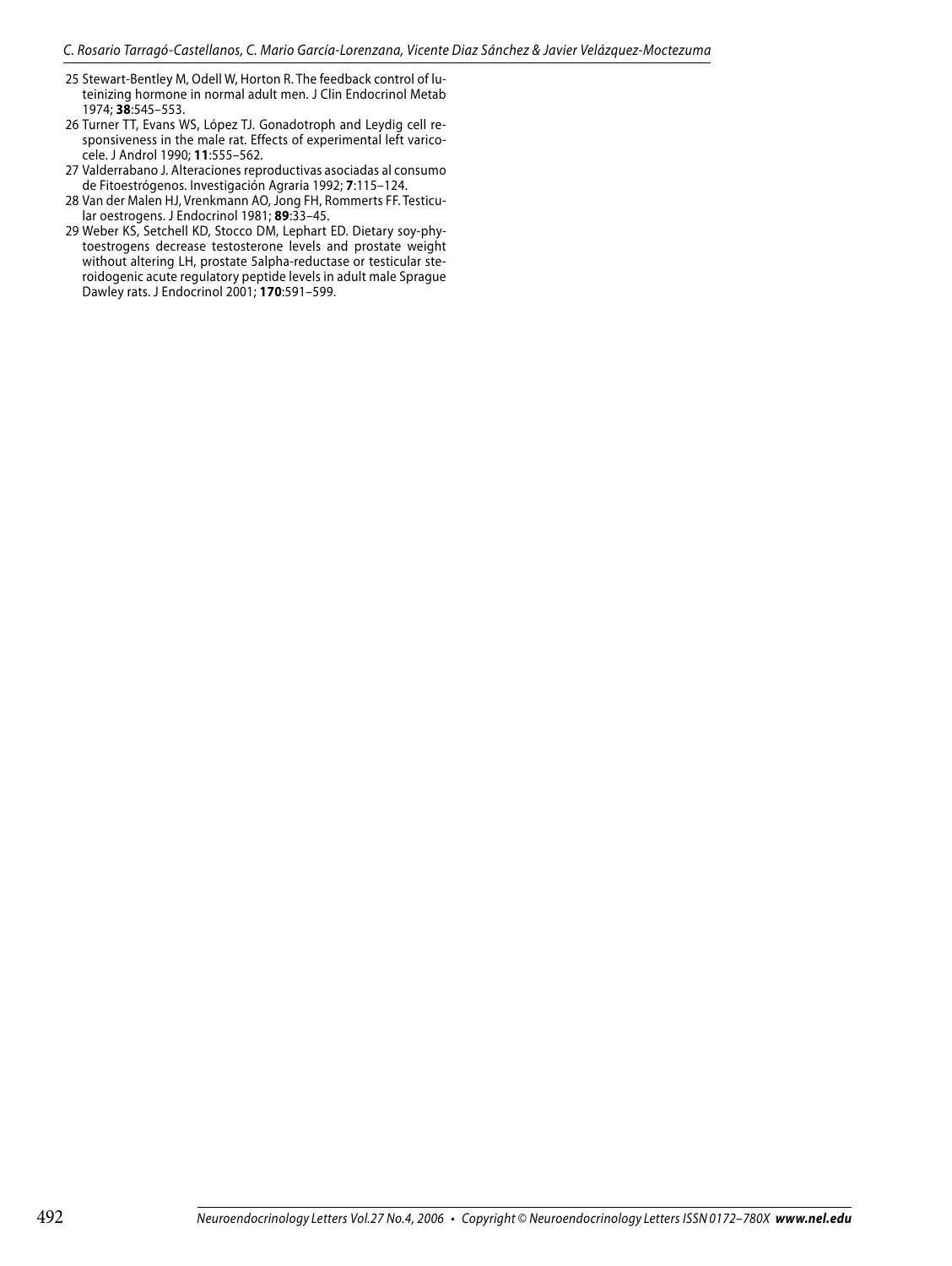25 Stewart-Bentley M, Odell W, Horton R. The feedback control of luteinizing hormone in normal adult men. J Clin Endocrinol Metab 1974; **38**:545–553.

26 Turner TT, Evans WS, López TJ. Gonadotroph and Leydig cell responsiveness in the male rat. Effects of experimental left varicocele. J Androl 1990; **11**:555–562.

27 Valderrabano J. Alteraciones reproductivas asociadas al consumo de Fitoestrógenos. Investigación Agraria 1992; **7**:115–124.

28 Van der Malen HJ, Vrenkmann AO, Jong FH, Rommerts FF. Testicular oestrogens. J Endocrinol 1981; **89**:33–45.

29 Weber KS, Setchell KD, Stocco DM, Lephart ED. Dietary soy-phytoestrogens decrease testosterone levels and prostate weight without altering LH, prostate 5alpha-reductase or testicular steroidogenic acute regulatory peptide levels in adult male Sprague Dawley rats. J Endocrinol 2001; **170**:591–599.